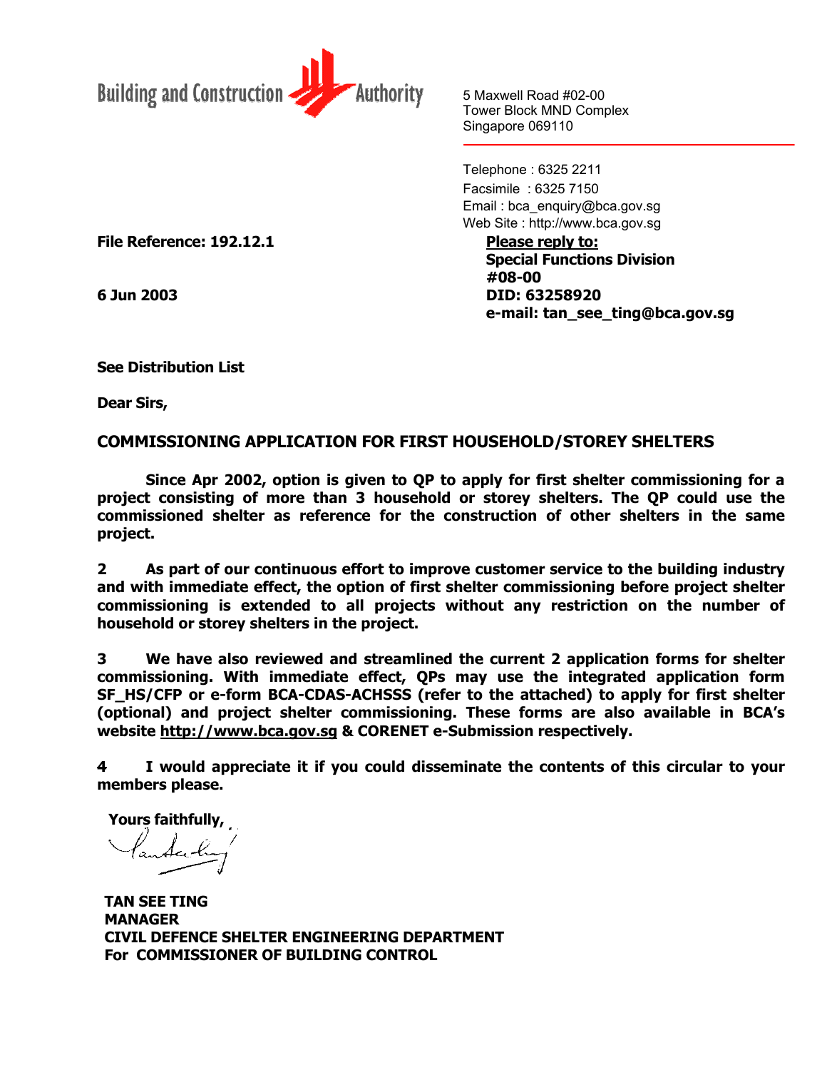Building and Construction Authority

5 Maxwell Road #02-00
Tower Block MND Complex
Singapore 069110

Telephone : 6325 2211
Facsimile : 6325 7150
Email : bca_enquiry@bca.gov.sg
Web Site : http://www.bca.gov.sg

**File Reference: 192.12.1**

**6 Jun 2003**

**<u>Please reply to:</u>**
**Special Functions Division**
**#08-00**
**DID: 63258920**
**e-mail: tan_see_ting@bca.gov.sg**

**See Distribution List**

**Dear Sirs,**

## COMMISSIONING APPLICATION FOR FIRST HOUSEHOLD/STOREY SHELTERS

**Since Apr 2002, option is given to QP to apply for first shelter commissioning for a project consisting of more than 3 household or storey shelters. The QP could use the commissioned shelter as reference for the construction of other shelters in the same project.**

**2 As part of our continuous effort to improve customer service to the building industry and with immediate effect, the option of first shelter commissioning before project shelter commissioning is extended to all projects without any restriction on the number of household or storey shelters in the project.**

**3 We have also reviewed and streamlined the current 2 application forms for shelter commissioning. With immediate effect, QPs may use the integrated application form SF_HS/CFP or e-form BCA-CDAS-ACHSSS (refer to the attached) to apply for first shelter (optional) and project shelter commissioning. These forms are also available in BCA's website <u>http://www.bca.gov.sg</u> & CORENET e-Submission respectively.**

**4 I would appreciate it if you could disseminate the contents of this circular to your members please.**

**Yours faithfully,**

**TAN SEE TING**
**MANAGER**
**CIVIL DEFENCE SHELTER ENGINEERING DEPARTMENT**
**For COMMISSIONER OF BUILDING CONTROL**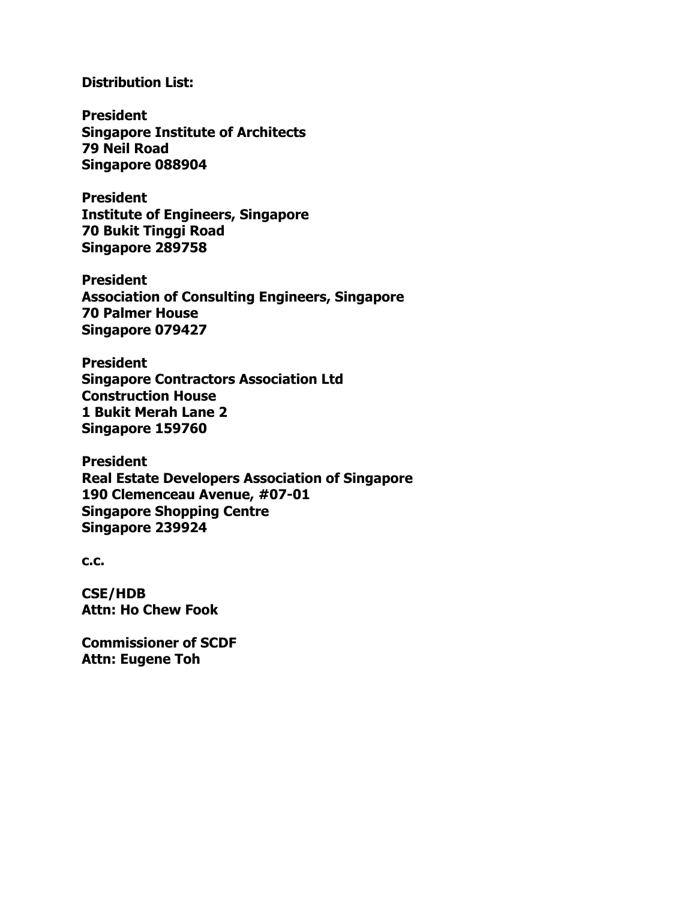**Distribution List:**

**President**
**Singapore Institute of Architects**
**79 Neil Road**
**Singapore 088904**

**President**
**Institute of Engineers, Singapore**
**70 Bukit Tinggi Road**
**Singapore 289758**

**President**
**Association of Consulting Engineers, Singapore**
**70 Palmer House**
**Singapore 079427**

**President**
**Singapore Contractors Association Ltd**
**Construction House**
**1 Bukit Merah Lane 2**
**Singapore 159760**

**President**
**Real Estate Developers Association of Singapore**
**190 Clemenceau Avenue, #07-01**
**Singapore Shopping Centre**
**Singapore 239924**

**c.c.**

**CSE/HDB**
**Attn: Ho Chew Fook**

**Commissioner of SCDF**
**Attn: Eugene Toh**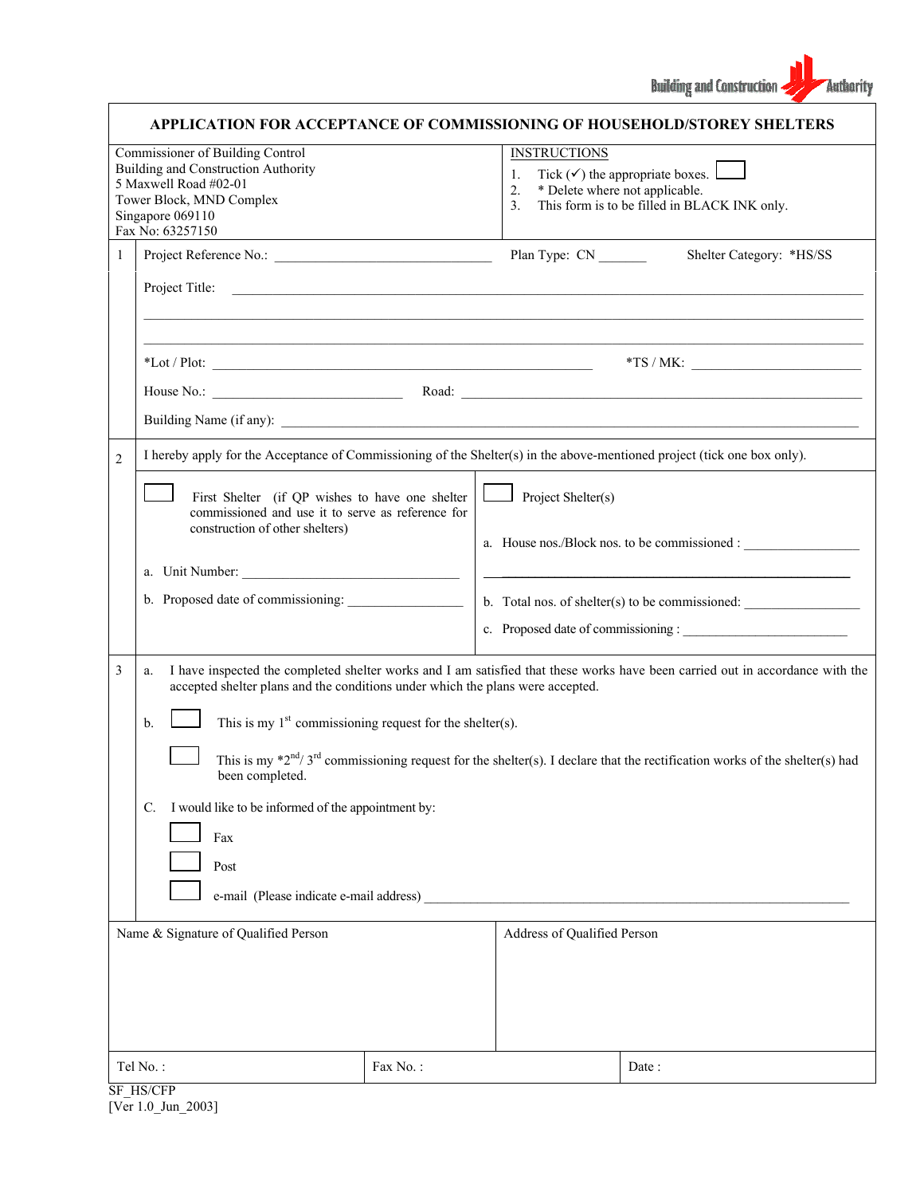Building and Construction Authority

# APPLICATION FOR ACCEPTANCE OF COMMISSIONING OF HOUSEHOLD/STOREY SHELTERS

Commissioner of Building Control
Building and Construction Authority
5 Maxwell Road #02-01
Tower Block, MND Complex
Singapore 069110
Fax No: 63257150

INSTRUCTIONS

1. Tick (✓) the appropriate boxes. ☐
2. * Delete where not applicable.
3. This form is to be filled in BLACK INK only.

**1**

Project Reference No.: ______________________________ Plan Type: CN _______ Shelter Category: *HS/SS

Project Title: ____________________________________________________________________________

_____________________________________________________________________________________

_____________________________________________________________________________________

*Lot / Plot: _______________________________________________ *TS / MK: ________________________

House No.: ___________________________ Road: _________________________________________________

Building Name (if any): _______________________________________________________________________

**2**

I hereby apply for the Acceptance of Commissioning of the Shelter(s) in the above-mentioned project (tick one box only).

☐ First Shelter (if QP wishes to have one shelter commissioned and use it to serve as reference for construction of other shelters)

a. Unit Number: ________________________________

b. Proposed date of commissioning: _________________

☐ Project Shelter(s)

a. House nos./Block nos. to be commissioned : _________________

_____________________________________________________

b. Total nos. of shelter(s) to be commissioned: _________________

c. Proposed date of commissioning : _______________________

**3**

a. I have inspected the completed shelter works and I am satisfied that these works have been carried out in accordance with the accepted shelter plans and the conditions under which the plans were accepted.

b. ☐ This is my 1st commissioning request for the shelter(s).

☐ This is my *2nd/ 3rd commissioning request for the shelter(s). I declare that the rectification works of the shelter(s) had been completed.

C. I would like to be informed of the appointment by:

☐ Fax

☐ Post

☐ e-mail (Please indicate e-mail address) _____________________________________________________

| Name & Signature of Qualified Person | | Address of Qualified Person |
|---|---|---|
| | | |
| Tel No. : | Fax No. : | Date : |

SF_HS/CFP
[Ver 1.0_Jun_2003]